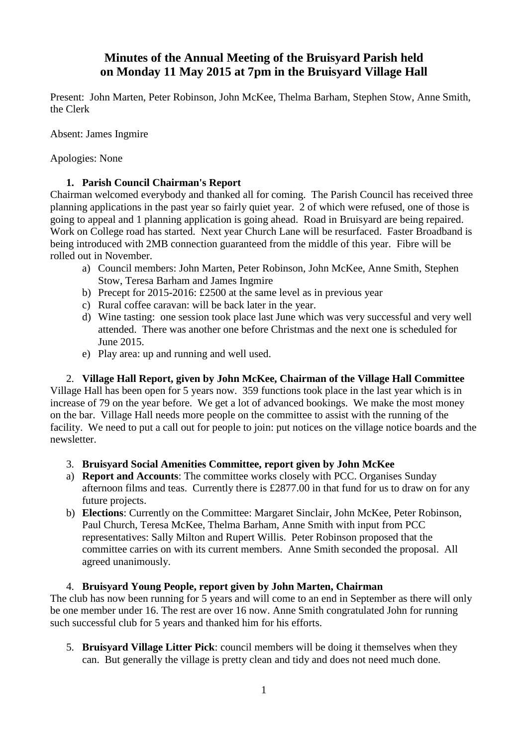# Minutes of the Annual Meeting of the Bruisyard Parish held on Monday 11 May 2015 at 7pm in the Bruisyard Village Hall

Present: John Marten, Peter Robinson, John McKee, Thelma Barham, Stephen Stow, Anne Smith, the Clerk

Absent: James Ingmire

Apologies: None

1. **Parish Council Chairman's Report**

Chairman welcomed everybody and thanked all for coming. The Parish Council has received three planning applications in the past year so fairly quiet year. 2 of which were refused, one of those is going to appeal and 1 planning application is going ahead. Road in Bruisyard are being repaired. Work on College road has started. Next year Church Lane will be resurfaced. Faster Broadband is being introduced with 2MB connection guaranteed from the middle of this year. Fibre will be rolled out in November.

a) Council members: John Marten, Peter Robinson, John McKee, Anne Smith, Stephen Stow, Teresa Barham and James Ingmire
b) Precept for 2015-2016: £2500 at the same level as in previous year
c) Rural coffee caravan: will be back later in the year.
d) Wine tasting: one session took place last June which was very successful and very well attended. There was another one before Christmas and the next one is scheduled for June 2015.
e) Play area: up and running and well used.

2. **Village Hall Report, given by John McKee, Chairman of the Village Hall Committee**

Village Hall has been open for 5 years now. 359 functions took place in the last year which is in increase of 79 on the year before. We get a lot of advanced bookings. We make the most money on the bar. Village Hall needs more people on the committee to assist with the running of the facility. We need to put a call out for people to join: put notices on the village notice boards and the newsletter.

3. **Bruisyard Social Amenities Committee, report given by John McKee**

a) **Report and Accounts**: The committee works closely with PCC. Organises Sunday afternoon films and teas. Currently there is £2877.00 in that fund for us to draw on for any future projects.
b) **Elections**: Currently on the Committee: Margaret Sinclair, John McKee, Peter Robinson, Paul Church, Teresa McKee, Thelma Barham, Anne Smith with input from PCC representatives: Sally Milton and Rupert Willis. Peter Robinson proposed that the committee carries on with its current members. Anne Smith seconded the proposal. All agreed unanimously.

4. **Bruisyard Young People, report given by John Marten, Chairman**

The club has now been running for 5 years and will come to an end in September as there will only be one member under 16. The rest are over 16 now. Anne Smith congratulated John for running such successful club for 5 years and thanked him for his efforts.

5. **Bruisyard Village Litter Pick**: council members will be doing it themselves when they can. But generally the village is pretty clean and tidy and does not need much done.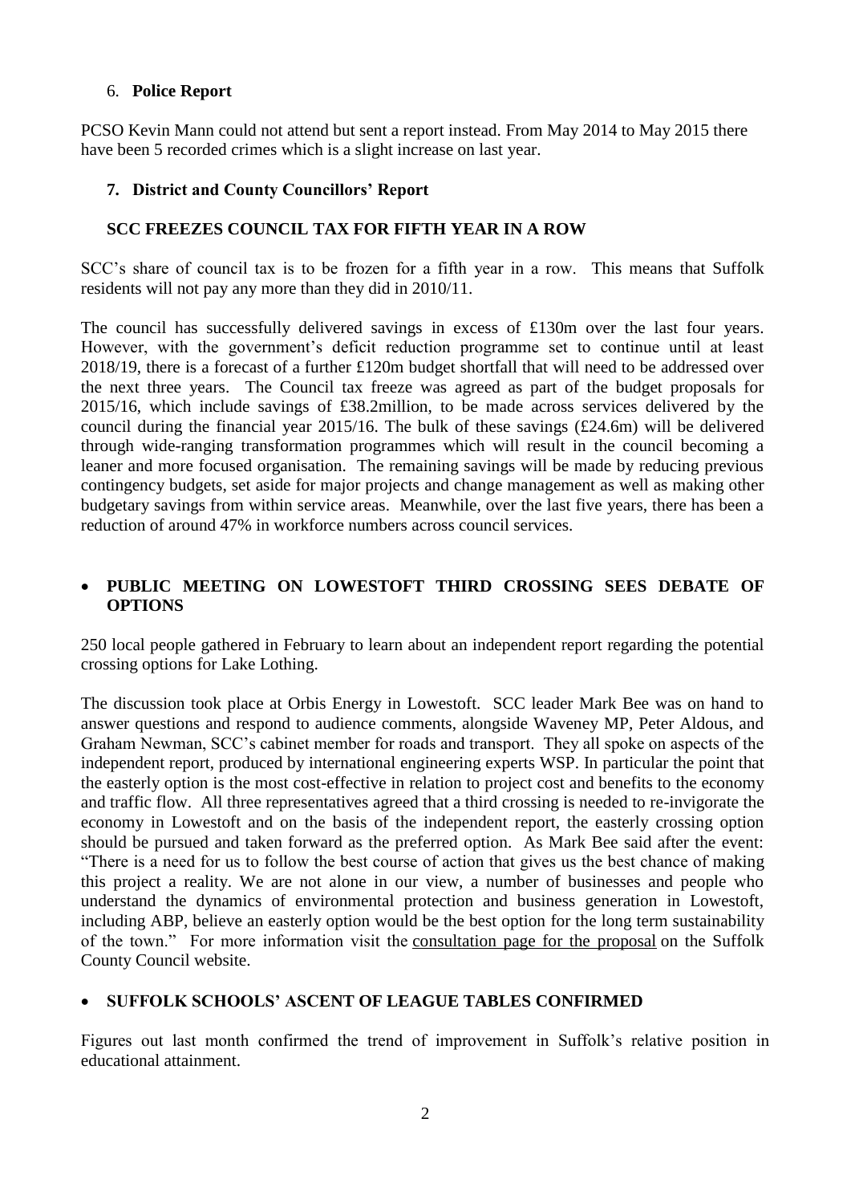## 6. **Police Report**

PCSO Kevin Mann could not attend but sent a report instead. From May 2014 to May 2015 there have been 5 recorded crimes which is a slight increase on last year.

## 7. District and County Councillors' Report

### SCC FREEZES COUNCIL TAX FOR FIFTH YEAR IN A ROW

SCC's share of council tax is to be frozen for a fifth year in a row. This means that Suffolk residents will not pay any more than they did in 2010/11.

The council has successfully delivered savings in excess of £130m over the last four years. However, with the government's deficit reduction programme set to continue until at least 2018/19, there is a forecast of a further £120m budget shortfall that will need to be addressed over the next three years. The Council tax freeze was agreed as part of the budget proposals for 2015/16, which include savings of £38.2million, to be made across services delivered by the council during the financial year 2015/16. The bulk of these savings (£24.6m) will be delivered through wide-ranging transformation programmes which will result in the council becoming a leaner and more focused organisation. The remaining savings will be made by reducing previous contingency budgets, set aside for major projects and change management as well as making other budgetary savings from within service areas. Meanwhile, over the last five years, there has been a reduction of around 47% in workforce numbers across council services.

- **PUBLIC MEETING ON LOWESTOFT THIRD CROSSING SEES DEBATE OF OPTIONS**

250 local people gathered in February to learn about an independent report regarding the potential crossing options for Lake Lothing.

The discussion took place at Orbis Energy in Lowestoft. SCC leader Mark Bee was on hand to answer questions and respond to audience comments, alongside Waveney MP, Peter Aldous, and Graham Newman, SCC's cabinet member for roads and transport. They all spoke on aspects of the independent report, produced by international engineering experts WSP. In particular the point that the easterly option is the most cost-effective in relation to project cost and benefits to the economy and traffic flow. All three representatives agreed that a third crossing is needed to re-invigorate the economy in Lowestoft and on the basis of the independent report, the easterly crossing option should be pursued and taken forward as the preferred option. As Mark Bee said after the event: "There is a need for us to follow the best course of action that gives us the best chance of making this project a reality. We are not alone in our view, a number of businesses and people who understand the dynamics of environmental protection and business generation in Lowestoft, including ABP, believe an easterly option would be the best option for the long term sustainability of the town." For more information visit the consultation page for the proposal on the Suffolk County Council website.

- **SUFFOLK SCHOOLS' ASCENT OF LEAGUE TABLES CONFIRMED**

Figures out last month confirmed the trend of improvement in Suffolk's relative position in educational attainment.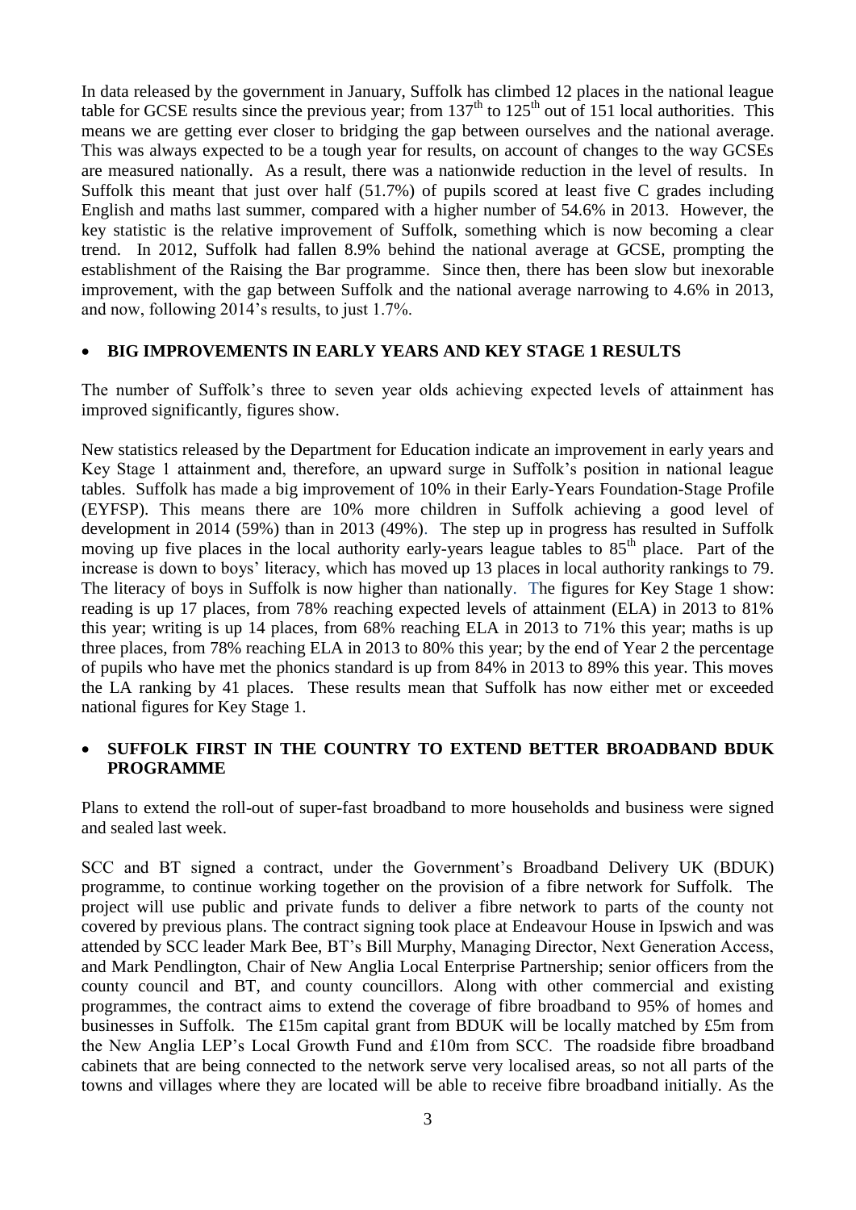In data released by the government in January, Suffolk has climbed 12 places in the national league table for GCSE results since the previous year; from 137th to 125th out of 151 local authorities. This means we are getting ever closer to bridging the gap between ourselves and the national average. This was always expected to be a tough year for results, on account of changes to the way GCSEs are measured nationally. As a result, there was a nationwide reduction in the level of results. In Suffolk this meant that just over half (51.7%) of pupils scored at least five C grades including English and maths last summer, compared with a higher number of 54.6% in 2013. However, the key statistic is the relative improvement of Suffolk, something which is now becoming a clear trend. In 2012, Suffolk had fallen 8.9% behind the national average at GCSE, prompting the establishment of the Raising the Bar programme. Since then, there has been slow but inexorable improvement, with the gap between Suffolk and the national average narrowing to 4.6% in 2013, and now, following 2014's results, to just 1.7%.

- **BIG IMPROVEMENTS IN EARLY YEARS AND KEY STAGE 1 RESULTS**

The number of Suffolk's three to seven year olds achieving expected levels of attainment has improved significantly, figures show.

New statistics released by the Department for Education indicate an improvement in early years and Key Stage 1 attainment and, therefore, an upward surge in Suffolk's position in national league tables. Suffolk has made a big improvement of 10% in their Early-Years Foundation-Stage Profile (EYFSP). This means there are 10% more children in Suffolk achieving a good level of development in 2014 (59%) than in 2013 (49%). The step up in progress has resulted in Suffolk moving up five places in the local authority early-years league tables to 85th place. Part of the increase is down to boys' literacy, which has moved up 13 places in local authority rankings to 79. The literacy of boys in Suffolk is now higher than nationally. The figures for Key Stage 1 show: reading is up 17 places, from 78% reaching expected levels of attainment (ELA) in 2013 to 81% this year; writing is up 14 places, from 68% reaching ELA in 2013 to 71% this year; maths is up three places, from 78% reaching ELA in 2013 to 80% this year; by the end of Year 2 the percentage of pupils who have met the phonics standard is up from 84% in 2013 to 89% this year. This moves the LA ranking by 41 places. These results mean that Suffolk has now either met or exceeded national figures for Key Stage 1.

- **SUFFOLK FIRST IN THE COUNTRY TO EXTEND BETTER BROADBAND BDUK PROGRAMME**

Plans to extend the roll-out of super-fast broadband to more households and business were signed and sealed last week.

SCC and BT signed a contract, under the Government's Broadband Delivery UK (BDUK) programme, to continue working together on the provision of a fibre network for Suffolk. The project will use public and private funds to deliver a fibre network to parts of the county not covered by previous plans. The contract signing took place at Endeavour House in Ipswich and was attended by SCC leader Mark Bee, BT's Bill Murphy, Managing Director, Next Generation Access, and Mark Pendlington, Chair of New Anglia Local Enterprise Partnership; senior officers from the county council and BT, and county councillors. Along with other commercial and existing programmes, the contract aims to extend the coverage of fibre broadband to 95% of homes and businesses in Suffolk. The £15m capital grant from BDUK will be locally matched by £5m from the New Anglia LEP's Local Growth Fund and £10m from SCC. The roadside fibre broadband cabinets that are being connected to the network serve very localised areas, so not all parts of the towns and villages where they are located will be able to receive fibre broadband initially. As the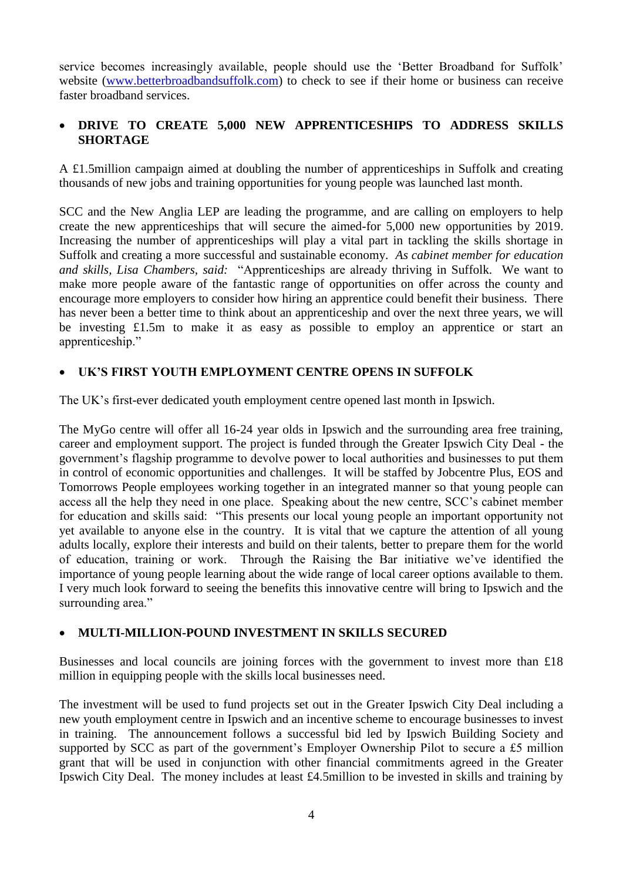service becomes increasingly available, people should use the 'Better Broadband for Suffolk' website ([www.betterbroadbandsuffolk.com](http://www.betterbroadbandsuffolk.com)) to check to see if their home or business can receive faster broadband services.

- **DRIVE TO CREATE 5,000 NEW APPRENTICESHIPS TO ADDRESS SKILLS SHORTAGE**

A £1.5million campaign aimed at doubling the number of apprenticeships in Suffolk and creating thousands of new jobs and training opportunities for young people was launched last month.

SCC and the New Anglia LEP are leading the programme, and are calling on employers to help create the new apprenticeships that will secure the aimed-for 5,000 new opportunities by 2019. Increasing the number of apprenticeships will play a vital part in tackling the skills shortage in Suffolk and creating a more successful and sustainable economy. *As cabinet member for education and skills, Lisa Chambers, said:* "Apprenticeships are already thriving in Suffolk. We want to make more people aware of the fantastic range of opportunities on offer across the county and encourage more employers to consider how hiring an apprentice could benefit their business. There has never been a better time to think about an apprenticeship and over the next three years, we will be investing £1.5m to make it as easy as possible to employ an apprentice or start an apprenticeship."

- **UK'S FIRST YOUTH EMPLOYMENT CENTRE OPENS IN SUFFOLK**

The UK's first-ever dedicated youth employment centre opened last month in Ipswich.

The MyGo centre will offer all 16-24 year olds in Ipswich and the surrounding area free training, career and employment support. The project is funded through the Greater Ipswich City Deal - the government's flagship programme to devolve power to local authorities and businesses to put them in control of economic opportunities and challenges. It will be staffed by Jobcentre Plus, EOS and Tomorrows People employees working together in an integrated manner so that young people can access all the help they need in one place. Speaking about the new centre, SCC's cabinet member for education and skills said: "This presents our local young people an important opportunity not yet available to anyone else in the country. It is vital that we capture the attention of all young adults locally, explore their interests and build on their talents, better to prepare them for the world of education, training or work. Through the Raising the Bar initiative we've identified the importance of young people learning about the wide range of local career options available to them. I very much look forward to seeing the benefits this innovative centre will bring to Ipswich and the surrounding area."

- **MULTI-MILLION-POUND INVESTMENT IN SKILLS SECURED**

Businesses and local councils are joining forces with the government to invest more than £18 million in equipping people with the skills local businesses need.

The investment will be used to fund projects set out in the Greater Ipswich City Deal including a new youth employment centre in Ipswich and an incentive scheme to encourage businesses to invest in training. The announcement follows a successful bid led by Ipswich Building Society and supported by SCC as part of the government's Employer Ownership Pilot to secure a £5 million grant that will be used in conjunction with other financial commitments agreed in the Greater Ipswich City Deal. The money includes at least £4.5million to be invested in skills and training by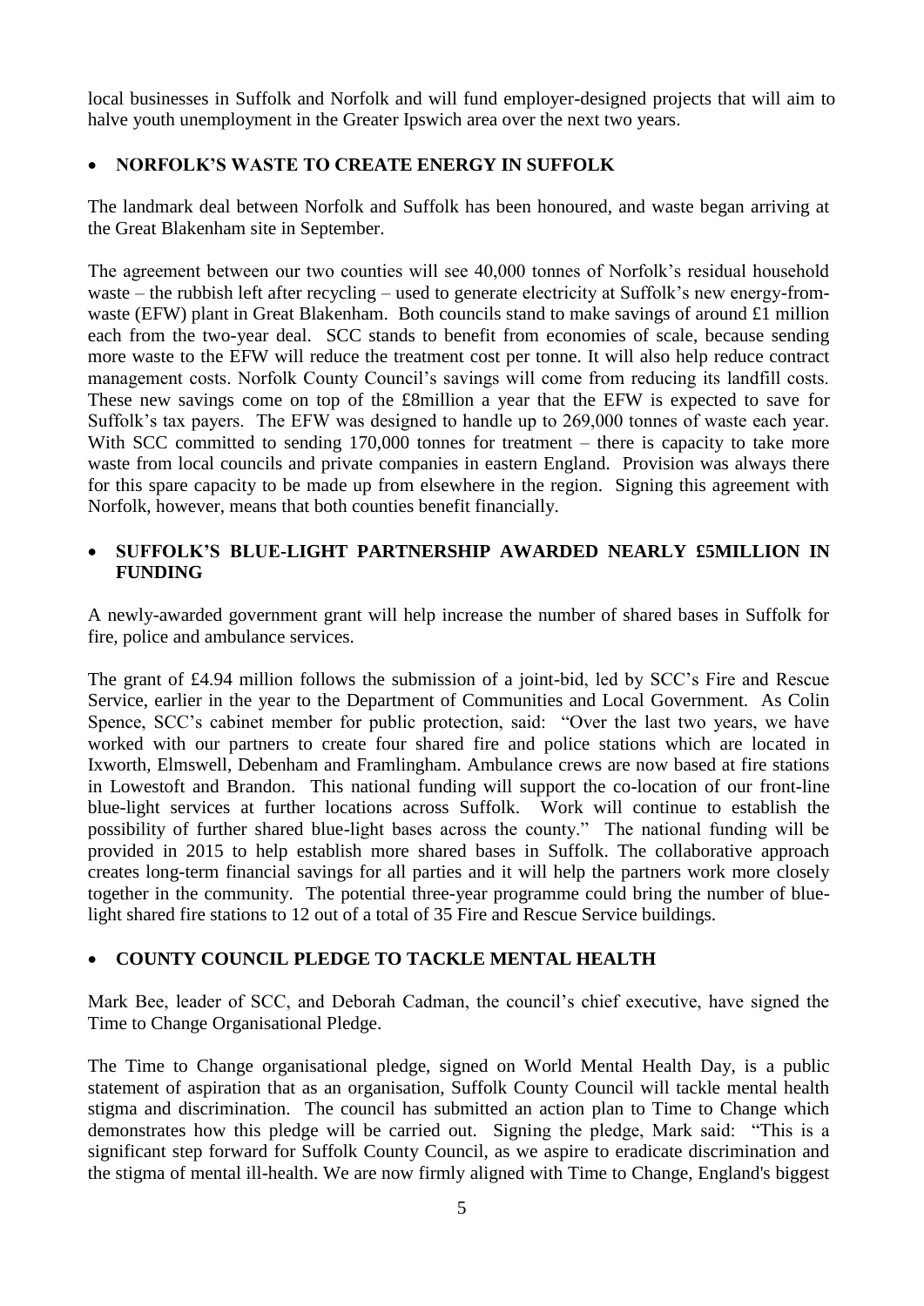local businesses in Suffolk and Norfolk and will fund employer-designed projects that will aim to halve youth unemployment in the Greater Ipswich area over the next two years.

- **NORFOLK'S WASTE TO CREATE ENERGY IN SUFFOLK**

The landmark deal between Norfolk and Suffolk has been honoured, and waste began arriving at the Great Blakenham site in September.

The agreement between our two counties will see 40,000 tonnes of Norfolk's residual household waste – the rubbish left after recycling – used to generate electricity at Suffolk's new energy-from-waste (EFW) plant in Great Blakenham. Both councils stand to make savings of around £1 million each from the two-year deal. SCC stands to benefit from economies of scale, because sending more waste to the EFW will reduce the treatment cost per tonne. It will also help reduce contract management costs. Norfolk County Council's savings will come from reducing its landfill costs. These new savings come on top of the £8million a year that the EFW is expected to save for Suffolk's tax payers. The EFW was designed to handle up to 269,000 tonnes of waste each year. With SCC committed to sending 170,000 tonnes for treatment – there is capacity to take more waste from local councils and private companies in eastern England. Provision was always there for this spare capacity to be made up from elsewhere in the region. Signing this agreement with Norfolk, however, means that both counties benefit financially.

- **SUFFOLK'S BLUE-LIGHT PARTNERSHIP AWARDED NEARLY £5MILLION IN FUNDING**

A newly-awarded government grant will help increase the number of shared bases in Suffolk for fire, police and ambulance services.

The grant of £4.94 million follows the submission of a joint-bid, led by SCC's Fire and Rescue Service, earlier in the year to the Department of Communities and Local Government. As Colin Spence, SCC's cabinet member for public protection, said: "Over the last two years, we have worked with our partners to create four shared fire and police stations which are located in Ixworth, Elmswell, Debenham and Framlingham. Ambulance crews are now based at fire stations in Lowestoft and Brandon. This national funding will support the co-location of our front-line blue-light services at further locations across Suffolk. Work will continue to establish the possibility of further shared blue-light bases across the county." The national funding will be provided in 2015 to help establish more shared bases in Suffolk. The collaborative approach creates long-term financial savings for all parties and it will help the partners work more closely together in the community. The potential three-year programme could bring the number of blue-light shared fire stations to 12 out of a total of 35 Fire and Rescue Service buildings.

- **COUNTY COUNCIL PLEDGE TO TACKLE MENTAL HEALTH**

Mark Bee, leader of SCC, and Deborah Cadman, the council's chief executive, have signed the Time to Change Organisational Pledge.

The Time to Change organisational pledge, signed on World Mental Health Day, is a public statement of aspiration that as an organisation, Suffolk County Council will tackle mental health stigma and discrimination. The council has submitted an action plan to Time to Change which demonstrates how this pledge will be carried out. Signing the pledge, Mark said: "This is a significant step forward for Suffolk County Council, as we aspire to eradicate discrimination and the stigma of mental ill-health. We are now firmly aligned with Time to Change, England's biggest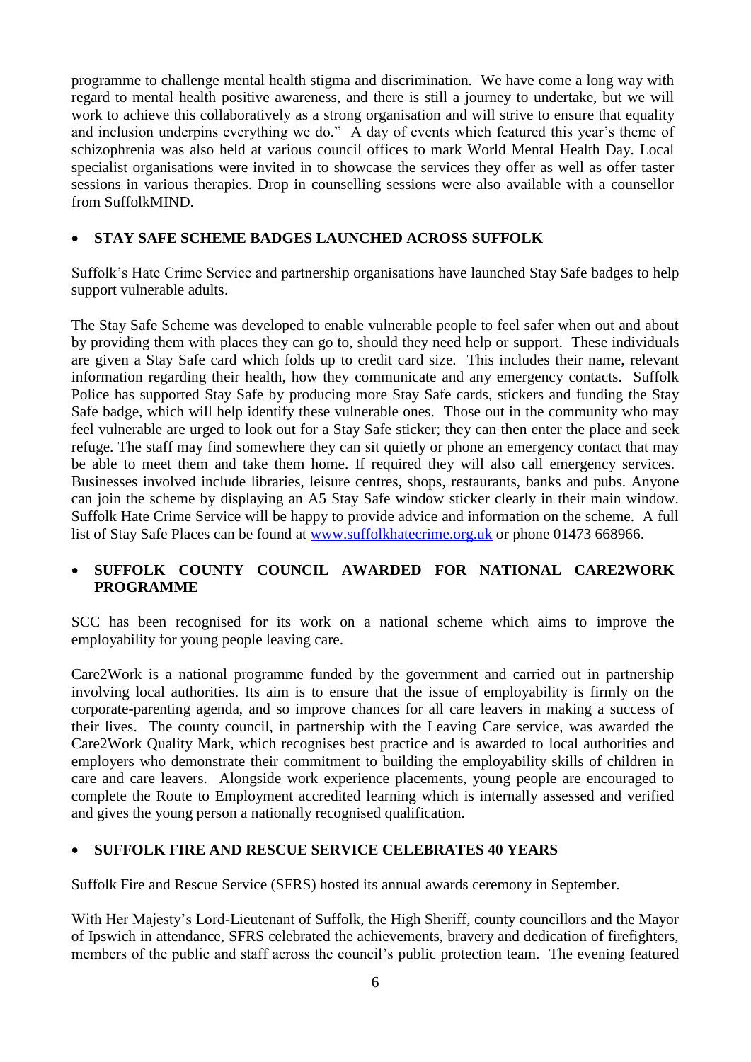programme to challenge mental health stigma and discrimination. We have come a long way with regard to mental health positive awareness, and there is still a journey to undertake, but we will work to achieve this collaboratively as a strong organisation and will strive to ensure that equality and inclusion underpins everything we do." A day of events which featured this year's theme of schizophrenia was also held at various council offices to mark World Mental Health Day. Local specialist organisations were invited in to showcase the services they offer as well as offer taster sessions in various therapies. Drop in counselling sessions were also available with a counsellor from SuffolkMIND.

- **STAY SAFE SCHEME BADGES LAUNCHED ACROSS SUFFOLK**

Suffolk's Hate Crime Service and partnership organisations have launched Stay Safe badges to help support vulnerable adults.

The Stay Safe Scheme was developed to enable vulnerable people to feel safer when out and about by providing them with places they can go to, should they need help or support. These individuals are given a Stay Safe card which folds up to credit card size. This includes their name, relevant information regarding their health, how they communicate and any emergency contacts. Suffolk Police has supported Stay Safe by producing more Stay Safe cards, stickers and funding the Stay Safe badge, which will help identify these vulnerable ones. Those out in the community who may feel vulnerable are urged to look out for a Stay Safe sticker; they can then enter the place and seek refuge. The staff may find somewhere they can sit quietly or phone an emergency contact that may be able to meet them and take them home. If required they will also call emergency services. Businesses involved include libraries, leisure centres, shops, restaurants, banks and pubs. Anyone can join the scheme by displaying an A5 Stay Safe window sticker clearly in their main window. Suffolk Hate Crime Service will be happy to provide advice and information on the scheme. A full list of Stay Safe Places can be found at [www.suffolkhatecrime.org.uk](http://www.suffolkhatecrime.org.uk) or phone 01473 668966.

- **SUFFOLK COUNTY COUNCIL AWARDED FOR NATIONAL CARE2WORK PROGRAMME**

SCC has been recognised for its work on a national scheme which aims to improve the employability for young people leaving care.

Care2Work is a national programme funded by the government and carried out in partnership involving local authorities. Its aim is to ensure that the issue of employability is firmly on the corporate-parenting agenda, and so improve chances for all care leavers in making a success of their lives. The county council, in partnership with the Leaving Care service, was awarded the Care2Work Quality Mark, which recognises best practice and is awarded to local authorities and employers who demonstrate their commitment to building the employability skills of children in care and care leavers. Alongside work experience placements, young people are encouraged to complete the Route to Employment accredited learning which is internally assessed and verified and gives the young person a nationally recognised qualification.

- **SUFFOLK FIRE AND RESCUE SERVICE CELEBRATES 40 YEARS**

Suffolk Fire and Rescue Service (SFRS) hosted its annual awards ceremony in September.

With Her Majesty's Lord-Lieutenant of Suffolk, the High Sheriff, county councillors and the Mayor of Ipswich in attendance, SFRS celebrated the achievements, bravery and dedication of firefighters, members of the public and staff across the council's public protection team. The evening featured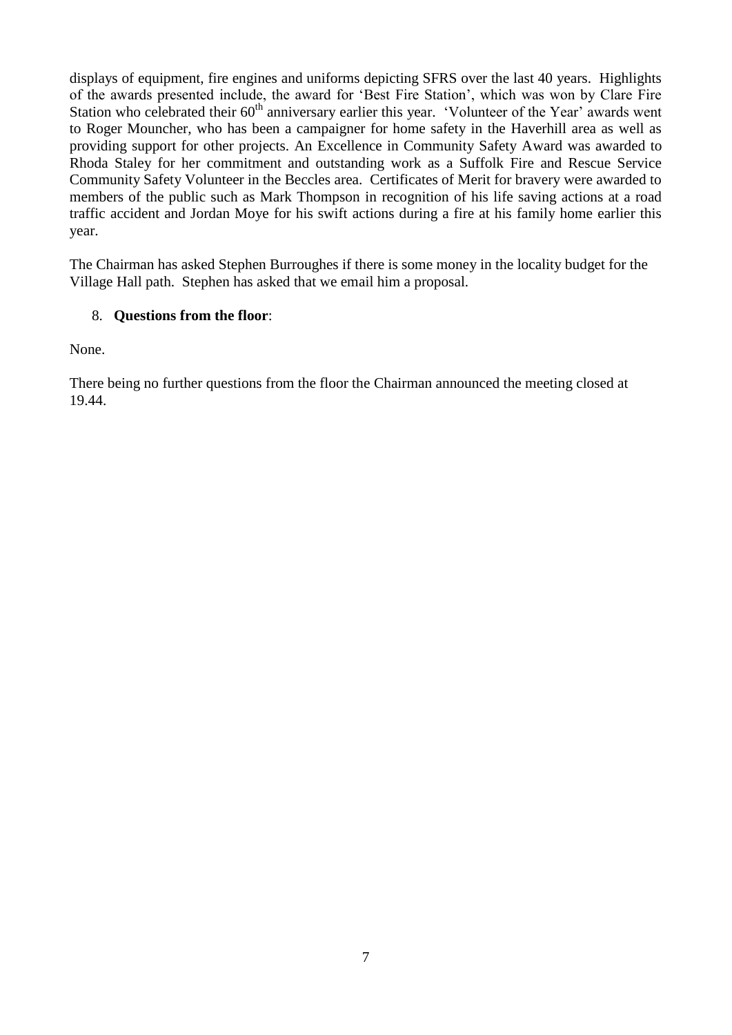displays of equipment, fire engines and uniforms depicting SFRS over the last 40 years. Highlights of the awards presented include, the award for 'Best Fire Station', which was won by Clare Fire Station who celebrated their 60th anniversary earlier this year. 'Volunteer of the Year' awards went to Roger Mouncher, who has been a campaigner for home safety in the Haverhill area as well as providing support for other projects. An Excellence in Community Safety Award was awarded to Rhoda Staley for her commitment and outstanding work as a Suffolk Fire and Rescue Service Community Safety Volunteer in the Beccles area. Certificates of Merit for bravery were awarded to members of the public such as Mark Thompson in recognition of his life saving actions at a road traffic accident and Jordan Moye for his swift actions during a fire at his family home earlier this year.

The Chairman has asked Stephen Burroughes if there is some money in the locality budget for the Village Hall path. Stephen has asked that we email him a proposal.

8. **Questions from the floor**:

None.

There being no further questions from the floor the Chairman announced the meeting closed at 19.44.